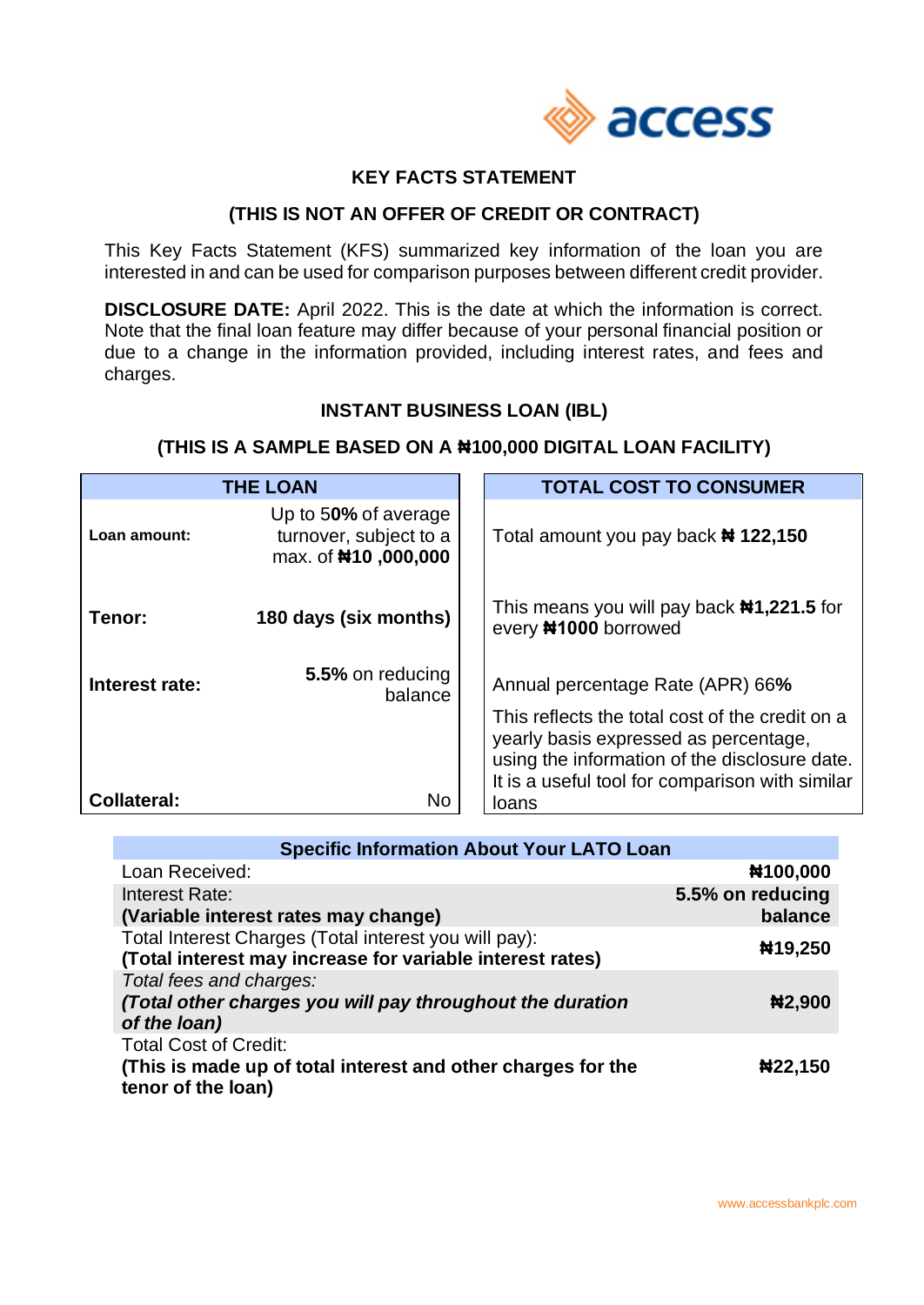## KEY FACTS STATEMENT

### (THIS IS NOT AN OFFER OF CREDIT OR CONTRACT)

This Key Facts Statement (KFS) summarized key information of the loan you are interested in and can be used for comparison purposes between different credit provider.

**DISCLOSURE DATE:** April 2022. This is the date at which the information is correct. Note that the final loan feature may differ because of your personal financial position or due to a change in the information provided, including interest rates, and fees and charges.

### INSTANT BUSINESS LOAN (IBL)

### (THIS IS A SAMPLE BASED ON A ₦100,000 DIGITAL LOAN FACILITY)

| THE LOAN | |
|---|---|
| **Loan amount:** | Up to 5**0%** of average turnover, subject to a max. of **₦10 ,000,000** |
| **Tenor:** | **180 days (six months)** |
| **Interest rate:** | **5.5%** on reducing balance |
| **Collateral:** | No |

| TOTAL COST TO CONSUMER |
|---|
| Total amount you pay back **₦ 122,150** |
| This means you will pay back **₦1,221.5** for every **₦1000** borrowed |
| Annual percentage Rate (APR) 66**%** |
| This reflects the total cost of the credit on a yearly basis expressed as percentage, using the information of the disclosure date. It is a useful tool for comparison with similar loans |

| Specific Information About Your LATO Loan | |
|---|---|
| Loan Received: | **₦100,000** |
| Interest Rate:<br>**(Variable interest rates may change)** | **5.5% on reducing balance** |
| Total Interest Charges (Total interest you will pay):<br>**(Total interest may increase for variable interest rates)** | **₦19,250** |
| *Total fees and charges:*<br>***(Total other charges you will pay throughout the duration of the loan)*** | **₦2,900** |
| Total Cost of Credit:<br>**(This is made up of total interest and other charges for the tenor of the loan)** | **₦22,150** |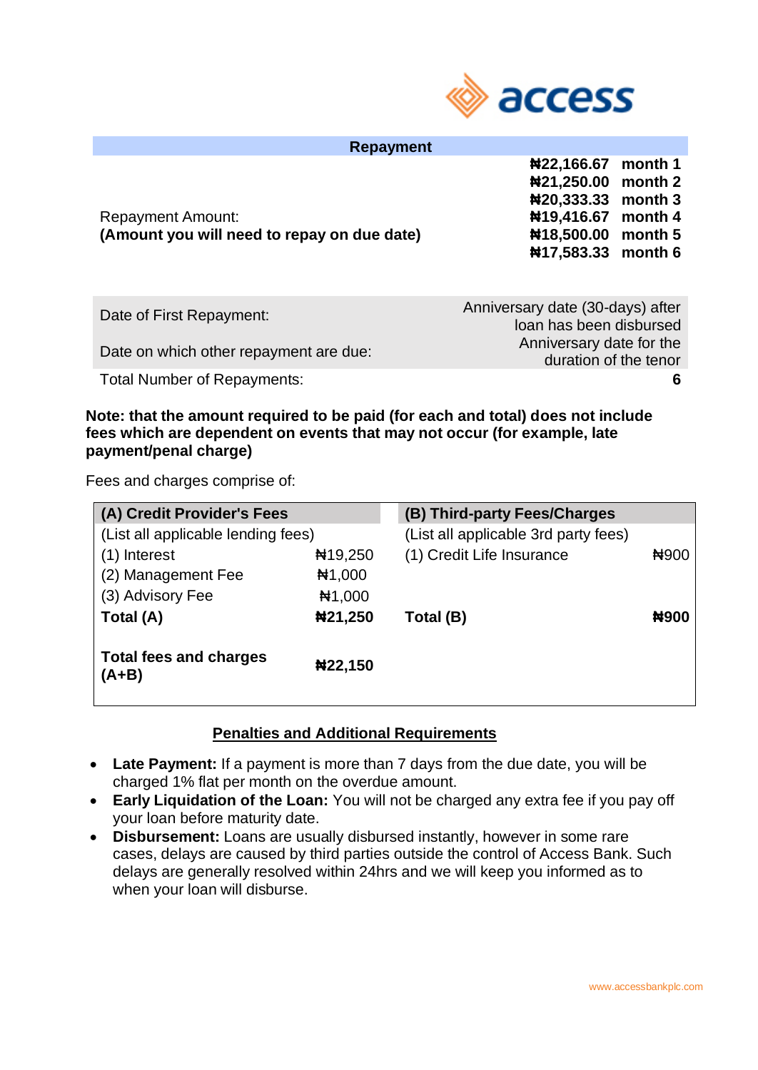| Repayment | |
|---|---|
| Repayment Amount:<br>**(Amount you will need to repay on due date)** | **₦22,166.67 month 1**<br>**₦21,250.00 month 2**<br>**₦20,333.33 month 3**<br>**₦19,416.67 month 4**<br>**₦18,500.00 month 5**<br>**₦17,583.33 month 6** |

| | |
|---|---|
| Date of First Repayment: | Anniversary date (30-days) after loan has been disbursed |
| Date on which other repayment are due: | Anniversary date for the duration of the tenor |
| Total Number of Repayments: | **6** |

**Note: that the amount required to be paid (for each and total) does not include fees which are dependent on events that may not occur (for example, late payment/penal charge)**

Fees and charges comprise of:

| **(A) Credit Provider's Fees** | | **(B) Third-party Fees/Charges** | |
|---|---|---|---|
| (List all applicable lending fees) | | (List all applicable 3rd party fees) | |
| (1) Interest | ₦19,250 | (1) Credit Life Insurance | ₦900 |
| (2) Management Fee | ₦1,000 | | |
| (3) Advisory Fee | ₦1,000 | | |
| **Total (A)** | **₦21,250** | **Total (B)** | **₦900** |
| **Total fees and charges (A+B)** | **₦22,150** | | |

## Penalties and Additional Requirements

- **Late Payment:** If a payment is more than 7 days from the due date, you will be charged 1% flat per month on the overdue amount.
- **Early Liquidation of the Loan:** You will not be charged any extra fee if you pay off your loan before maturity date.
- **Disbursement:** Loans are usually disbursed instantly, however in some rare cases, delays are caused by third parties outside the control of Access Bank. Such delays are generally resolved within 24hrs and we will keep you informed as to when your loan will disburse.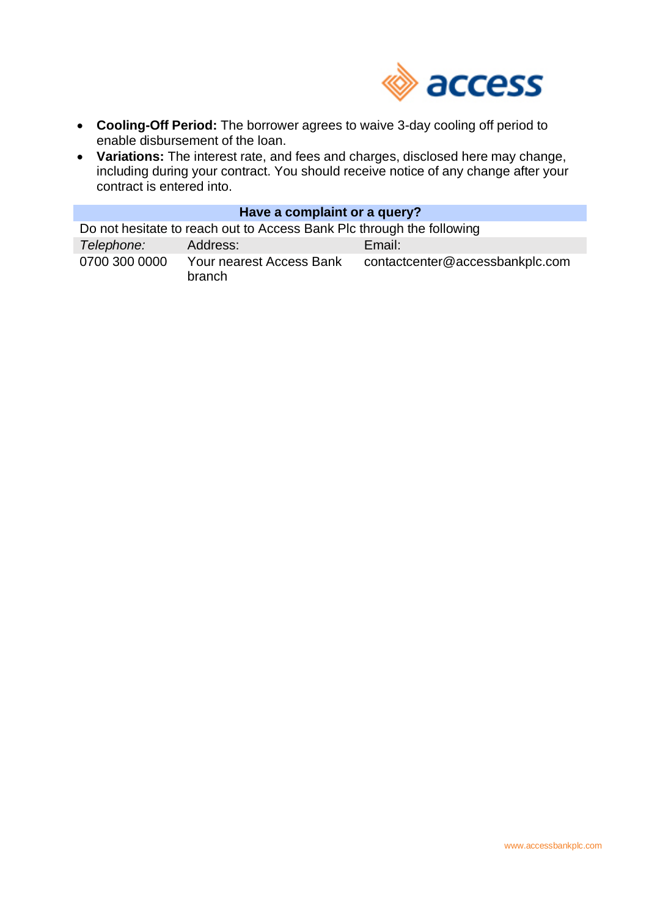- **Cooling-Off Period:** The borrower agrees to waive 3-day cooling off period to enable disbursement of the loan.
- **Variations:** The interest rate, and fees and charges, disclosed here may change, including during your contract. You should receive notice of any change after your contract is entered into.

| **Have a complaint or a query?** | | |
|---|---|---|
| Do not hesitate to reach out to Access Bank Plc through the following | | |
| *Telephone:* | Address: | Email: |
| 0700 300 0000 | Your nearest Access Bank branch | contactcenter@accessbankplc.com |